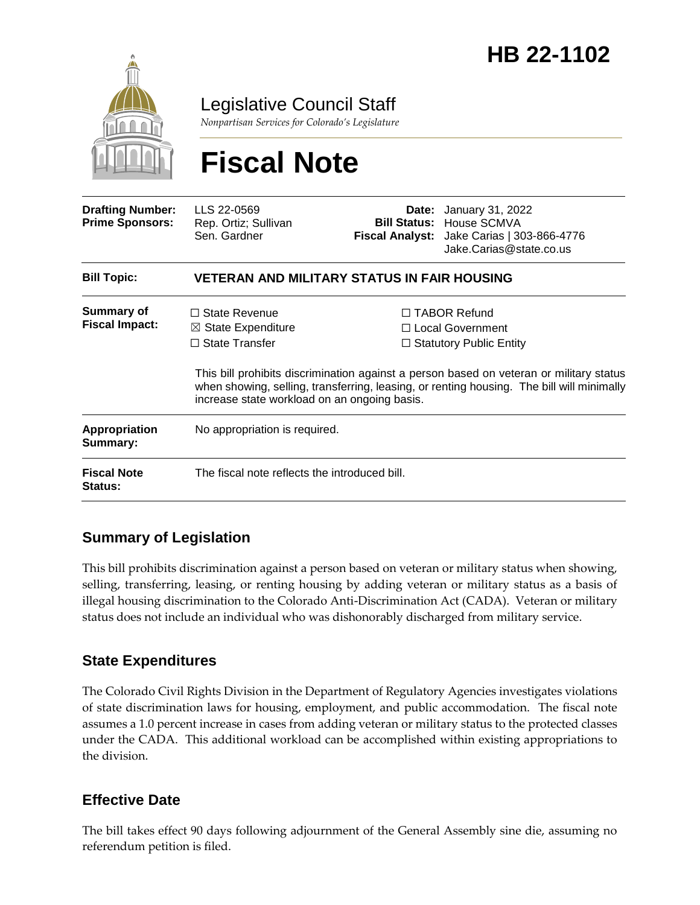# HB 22-1102

Legislative Council Staff

*Nonpartisan Services for Colorado's Legislature*

# Fiscal Note

| | | | |
|---|---|---|---|
| **Drafting Number:** | LLS 22-0569 | **Date:** | January 31, 2022 |
| **Prime Sponsors:** | Rep. Ortiz; Sullivan<br>Sen. Gardner | **Bill Status:** | House SCMVA |
| | | **Fiscal Analyst:** | Jake Carias \| 303-866-4776<br>Jake.Carias@state.co.us |

| | |
|---|---|
| **Bill Topic:** | **VETERAN AND MILITARY STATUS IN FAIR HOUSING** |
| **Summary of Fiscal Impact:** | ☐ State Revenue ☒ State Expenditure ☐ State Transfer ☐ TABOR Refund ☐ Local Government ☐ Statutory Public Entity<br><br>This bill prohibits discrimination against a person based on veteran or military status when showing, selling, transferring, leasing, or renting housing. The bill will minimally increase state workload on an ongoing basis. |
| **Appropriation Summary:** | No appropriation is required. |
| **Fiscal Note Status:** | The fiscal note reflects the introduced bill. |

## Summary of Legislation

This bill prohibits discrimination against a person based on veteran or military status when showing, selling, transferring, leasing, or renting housing by adding veteran or military status as a basis of illegal housing discrimination to the Colorado Anti-Discrimination Act (CADA). Veteran or military status does not include an individual who was dishonorably discharged from military service.

## State Expenditures

The Colorado Civil Rights Division in the Department of Regulatory Agencies investigates violations of state discrimination laws for housing, employment, and public accommodation. The fiscal note assumes a 1.0 percent increase in cases from adding veteran or military status to the protected classes under the CADA. This additional workload can be accomplished within existing appropriations to the division.

## Effective Date

The bill takes effect 90 days following adjournment of the General Assembly sine die, assuming no referendum petition is filed.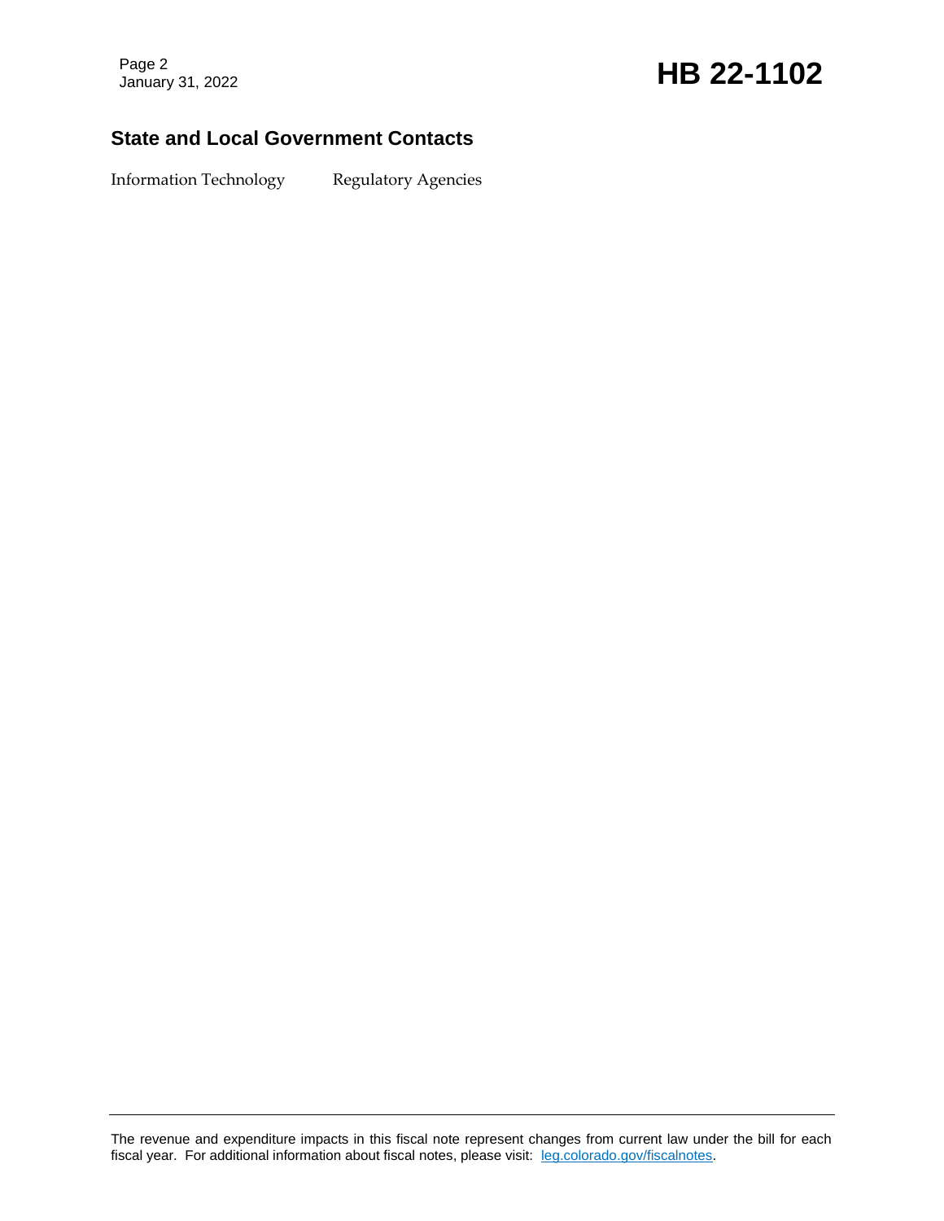## State and Local Government Contacts

Information Technology    Regulatory Agencies

The revenue and expenditure impacts in this fiscal note represent changes from current law under the bill for each fiscal year. For additional information about fiscal notes, please visit: leg.colorado.gov/fiscalnotes.